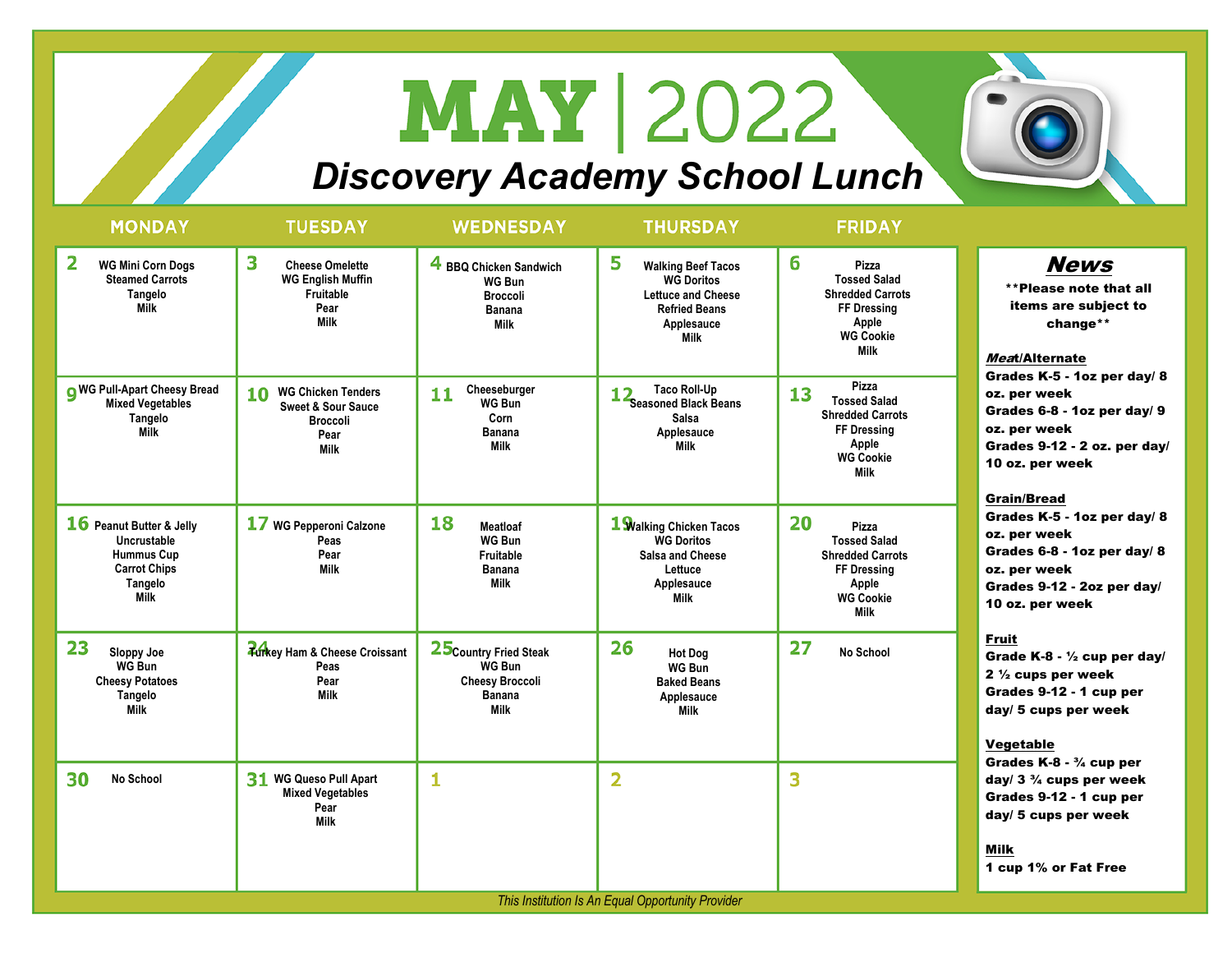# MAY | 2022

## Discovery Academy School Lunch

| MONDAY | TUESDAY | WEDNESDAY | THURSDAY | FRIDAY |
|---|---|---|---|---|
| **2** WG Mini Corn Dogs, Steamed Carrots, Tangelo, Milk | **3** Cheese Omelette, WG English Muffin, Fruitable, Pear, Milk | **4** BBQ Chicken Sandwich, WG Bun, Broccoli, Banana, Milk | **5** Walking Beef Tacos, WG Doritos, Lettuce and Cheese, Refried Beans, Applesauce, Milk | **6** Pizza, Tossed Salad, Shredded Carrots, FF Dressing, Apple, WG Cookie, Milk |
| **9** WG Pull-Apart Cheesy Bread, Mixed Vegetables, Tangelo, Milk | **10** WG Chicken Tenders, Sweet & Sour Sauce, Broccoli, Pear, Milk | **11** Cheeseburger, WG Bun, Corn, Banana, Milk | **12** Taco Roll-Up, Seasoned Black Beans, Salsa, Applesauce, Milk | **13** Pizza, Tossed Salad, Shredded Carrots, FF Dressing, Apple, WG Cookie, Milk |
| **16** Peanut Butter & Jelly Uncrustable, Hummus Cup, Carrot Chips, Tangelo, Milk | **17** WG Pepperoni Calzone, Peas, Pear, Milk | **18** Meatloaf, WG Bun, Fruitable, Banana, Milk | **19** Walking Chicken Tacos, WG Doritos, Salsa and Cheese, Lettuce, Applesauce, Milk | **20** Pizza, Tossed Salad, Shredded Carrots, FF Dressing, Apple, WG Cookie, Milk |
| **23** Sloppy Joe, WG Bun, Cheesy Potatoes, Tangelo, Milk | **24** Turkey Ham & Cheese Croissant, Peas, Pear, Milk | **25** Country Fried Steak, WG Bun, Cheesy Broccoli, Banana, Milk | **26** Hot Dog, WG Bun, Baked Beans, Applesauce, Milk | **27** No School |
| **30** No School | **31** WG Queso Pull Apart, Mixed Vegetables, Pear, Milk | **1** | **2** | **3** |

## News

**Please note that all items are subject to change**

**Meat/Alternate**
Grades K-5 - 1oz per day/ 8 oz. per week
Grades 6-8 - 1oz per day/ 9 oz. per week
Grades 9-12 - 2 oz. per day/ 10 oz. per week

**Grain/Bread**
Grades K-5 - 1oz per day/ 8 oz. per week
Grades 6-8 - 1oz per day/ 8 oz. per week
Grades 9-12 - 2oz per day/ 10 oz. per week

**Fruit**
Grade K-8 - ½ cup per day/ 2 ½ cups per week
Grades 9-12 - 1 cup per day/ 5 cups per week

**Vegetable**
Grades K-8 - ¾ cup per day/ 3 ¾ cups per week
Grades 9-12 - 1 cup per day/ 5 cups per week

**Milk**
1 cup 1% or Fat Free

*This Institution Is An Equal Opportunity Provider*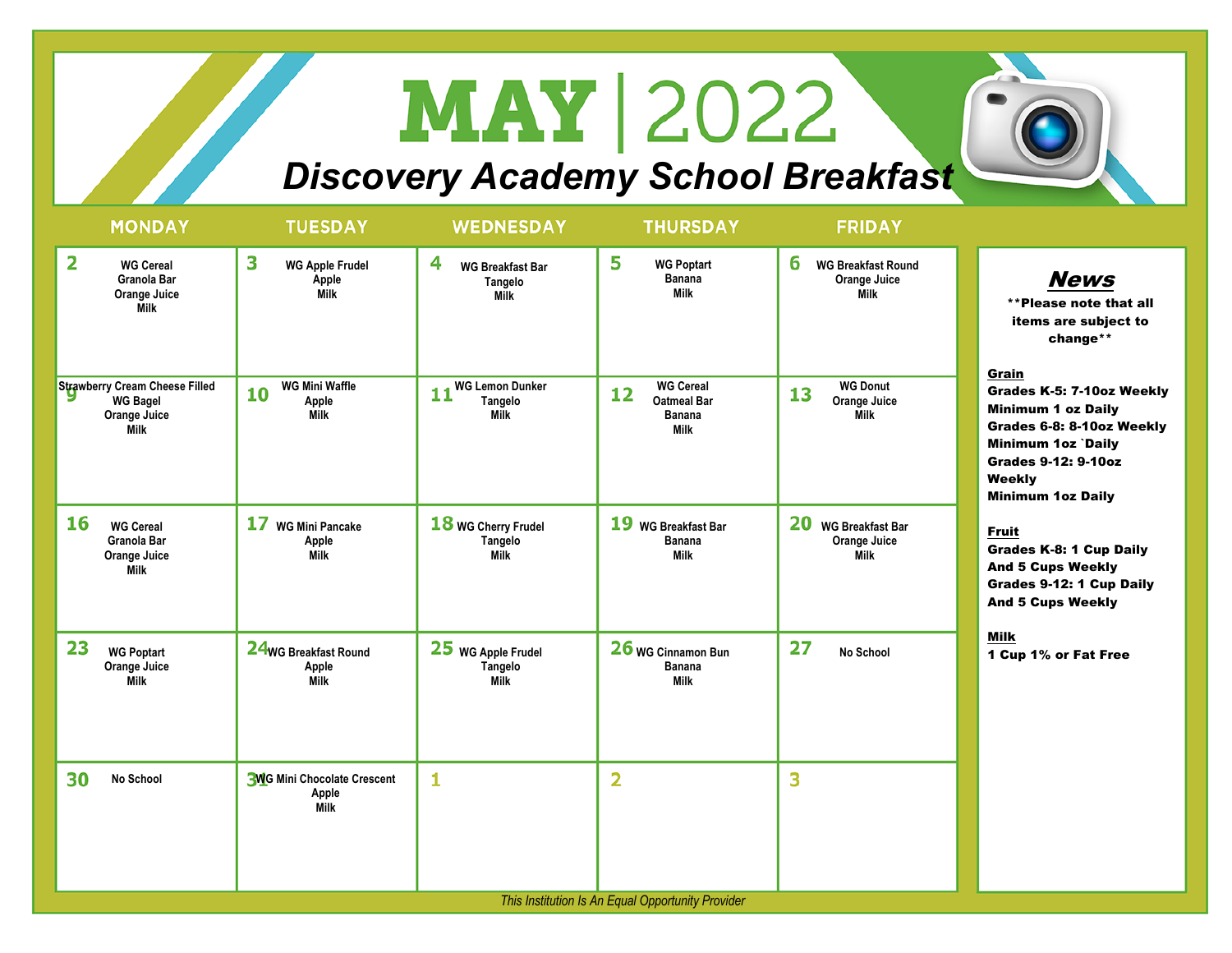# MAY | 2022

## Discovery Academy School Breakfast

| MONDAY | TUESDAY | WEDNESDAY | THURSDAY | FRIDAY |
|---|---|---|---|---|
| 2 WG Cereal Granola Bar Orange Juice Milk | 3 WG Apple Frudel Apple Milk | 4 WG Breakfast Bar Tangelo Milk | 5 WG Poptart Banana Milk | 6 WG Breakfast Round Orange Juice Milk |
| 9 Strawberry Cream Cheese Filled WG Bagel Orange Juice Milk | 10 WG Mini Waffle Apple Milk | 11 WG Lemon Dunker Tangelo Milk | 12 WG Cereal Oatmeal Bar Banana Milk | 13 WG Donut Orange Juice Milk |
| 16 WG Cereal Granola Bar Orange Juice Milk | 17 WG Mini Pancake Apple Milk | 18 WG Cherry Frudel Tangelo Milk | 19 WG Breakfast Bar Banana Milk | 20 WG Breakfast Bar Orange Juice Milk |
| 23 WG Poptart Orange Juice Milk | 24 WG Breakfast Round Apple Milk | 25 WG Apple Frudel Tangelo Milk | 26 WG Cinnamon Bun Banana Milk | 27 No School |
| 30 No School | 31 WG Mini Chocolate Crescent Apple Milk | 1 | 2 | 3 |

## News

**Please note that all items are subject to change**

**Grain**
Grades K-5: 7-10oz Weekly
Minimum 1 oz Daily
Grades 6-8: 8-10oz Weekly
Minimum 1oz `Daily
Grades 9-12: 9-10oz Weekly
Minimum 1oz Daily

**Fruit**
Grades K-8: 1 Cup Daily
And 5 Cups Weekly
Grades 9-12: 1 Cup Daily
And 5 Cups Weekly

**Milk**
1 Cup 1% or Fat Free

*This Institution Is An Equal Opportunity Provider*